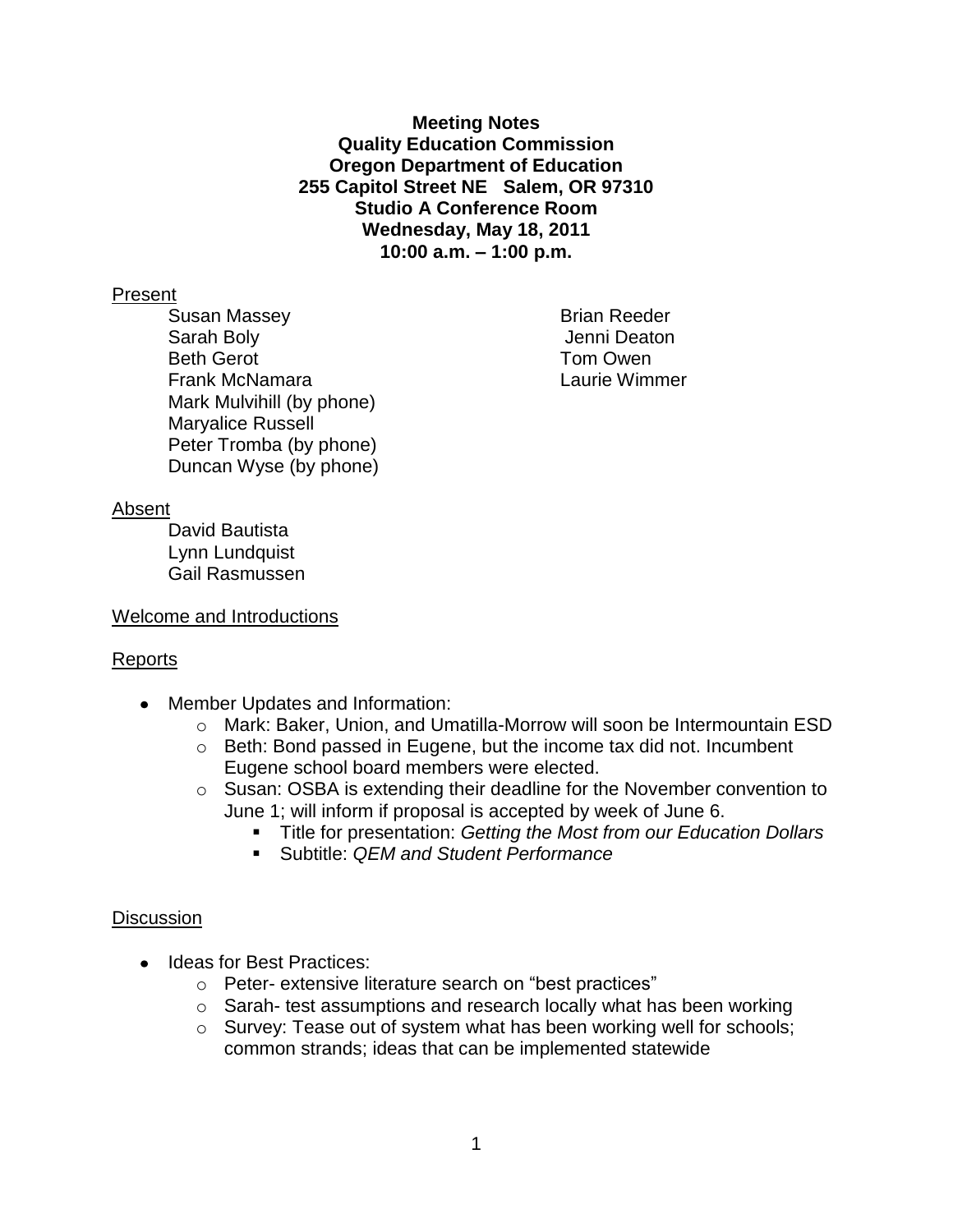**Meeting Notes**
**Quality Education Commission**
**Oregon Department of Education**
**255 Capitol Street NE Salem, OR 97310**
**Studio A Conference Room**
**Wednesday, May 18, 2011**
**10:00 a.m. – 1:00 p.m.**

Present

- Susan Massey
- Sarah Boly
- Beth Gerot
- Frank McNamara
- Mark Mulvihill (by phone)
- Maryalice Russell
- Peter Tromba (by phone)
- Duncan Wyse (by phone)
- Brian Reeder
- Jenni Deaton
- Tom Owen
- Laurie Wimmer

Absent

- David Bautista
- Lynn Lundquist
- Gail Rasmussen

Welcome and Introductions

Reports

- Member Updates and Information:
  - Mark: Baker, Union, and Umatilla-Morrow will soon be Intermountain ESD
  - Beth: Bond passed in Eugene, but the income tax did not. Incumbent Eugene school board members were elected.
  - Susan: OSBA is extending their deadline for the November convention to June 1; will inform if proposal is accepted by week of June 6.
    - Title for presentation: *Getting the Most from our Education Dollars*
    - Subtitle: *QEM and Student Performance*

Discussion

- Ideas for Best Practices:
  - Peter- extensive literature search on "best practices"
  - Sarah- test assumptions and research locally what has been working
  - Survey: Tease out of system what has been working well for schools; common strands; ideas that can be implemented statewide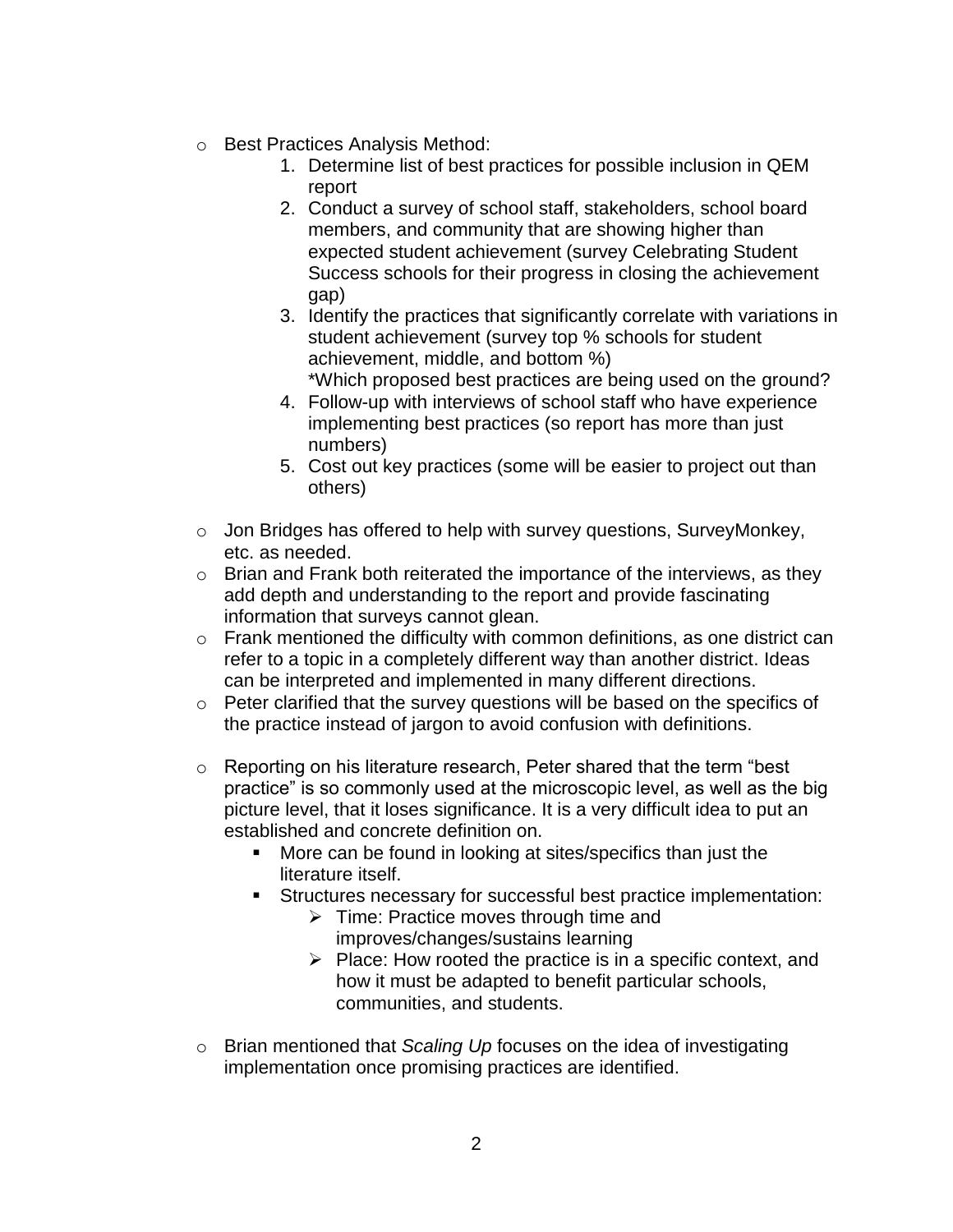- Best Practices Analysis Method:
    1. Determine list of best practices for possible inclusion in QEM report
    2. Conduct a survey of school staff, stakeholders, school board members, and community that are showing higher than expected student achievement (survey Celebrating Student Success schools for their progress in closing the achievement gap)
    3. Identify the practices that significantly correlate with variations in student achievement (survey top % schools for student achievement, middle, and bottom %)
       *Which proposed best practices are being used on the ground?
    4. Follow-up with interviews of school staff who have experience implementing best practices (so report has more than just numbers)
    5. Cost out key practices (some will be easier to project out than others)

- Jon Bridges has offered to help with survey questions, SurveyMonkey, etc. as needed.
- Brian and Frank both reiterated the importance of the interviews, as they add depth and understanding to the report and provide fascinating information that surveys cannot glean.
- Frank mentioned the difficulty with common definitions, as one district can refer to a topic in a completely different way than another district. Ideas can be interpreted and implemented in many different directions.
- Peter clarified that the survey questions will be based on the specifics of the practice instead of jargon to avoid confusion with definitions.

- Reporting on his literature research, Peter shared that the term "best practice" is so commonly used at the microscopic level, as well as the big picture level, that it loses significance. It is a very difficult idea to put an established and concrete definition on.
    - More can be found in looking at sites/specifics than just the literature itself.
    - Structures necessary for successful best practice implementation:
        - Time: Practice moves through time and improves/changes/sustains learning
        - Place: How rooted the practice is in a specific context, and how it must be adapted to benefit particular schools, communities, and students.

- Brian mentioned that *Scaling Up* focuses on the idea of investigating implementation once promising practices are identified.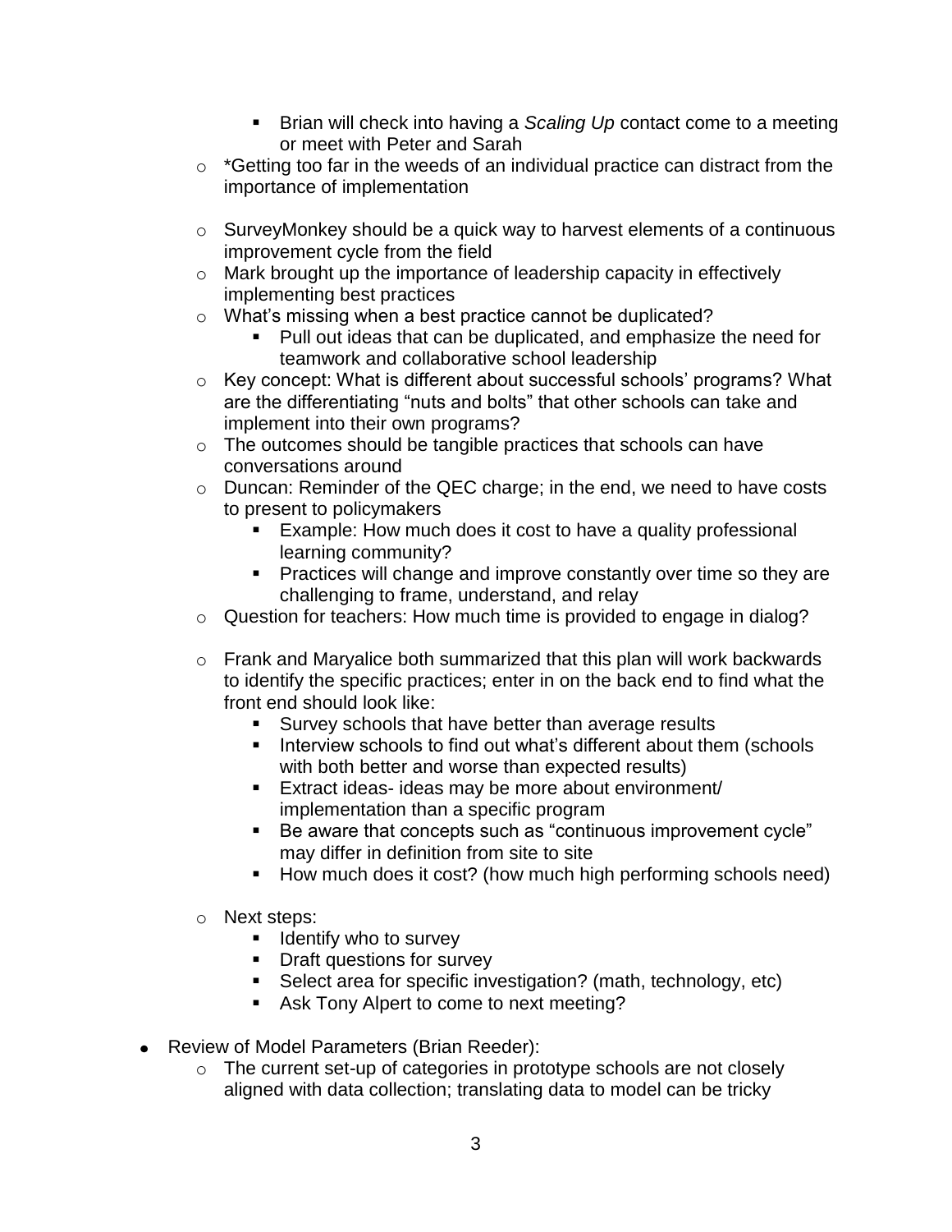- Brian will check into having a *Scaling Up* contact come to a meeting or meet with Peter and Sarah
    - *Getting too far in the weeds of an individual practice can distract from the importance of implementation
    - SurveyMonkey should be a quick way to harvest elements of a continuous improvement cycle from the field
    - Mark brought up the importance of leadership capacity in effectively implementing best practices
    - What's missing when a best practice cannot be duplicated?
        - Pull out ideas that can be duplicated, and emphasize the need for teamwork and collaborative school leadership
    - Key concept: What is different about successful schools' programs? What are the differentiating "nuts and bolts" that other schools can take and implement into their own programs?
    - The outcomes should be tangible practices that schools can have conversations around
    - Duncan: Reminder of the QEC charge; in the end, we need to have costs to present to policymakers
        - Example: How much does it cost to have a quality professional learning community?
        - Practices will change and improve constantly over time so they are challenging to frame, understand, and relay
    - Question for teachers: How much time is provided to engage in dialog?
    - Frank and Maryalice both summarized that this plan will work backwards to identify the specific practices; enter in on the back end to find what the front end should look like:
        - Survey schools that have better than average results
        - Interview schools to find out what's different about them (schools with both better and worse than expected results)
        - Extract ideas- ideas may be more about environment/ implementation than a specific program
        - Be aware that concepts such as "continuous improvement cycle" may differ in definition from site to site
        - How much does it cost? (how much high performing schools need)
    - Next steps:
        - Identify who to survey
        - Draft questions for survey
        - Select area for specific investigation? (math, technology, etc)
        - Ask Tony Alpert to come to next meeting?

- Review of Model Parameters (Brian Reeder):
    - The current set-up of categories in prototype schools are not closely aligned with data collection; translating data to model can be tricky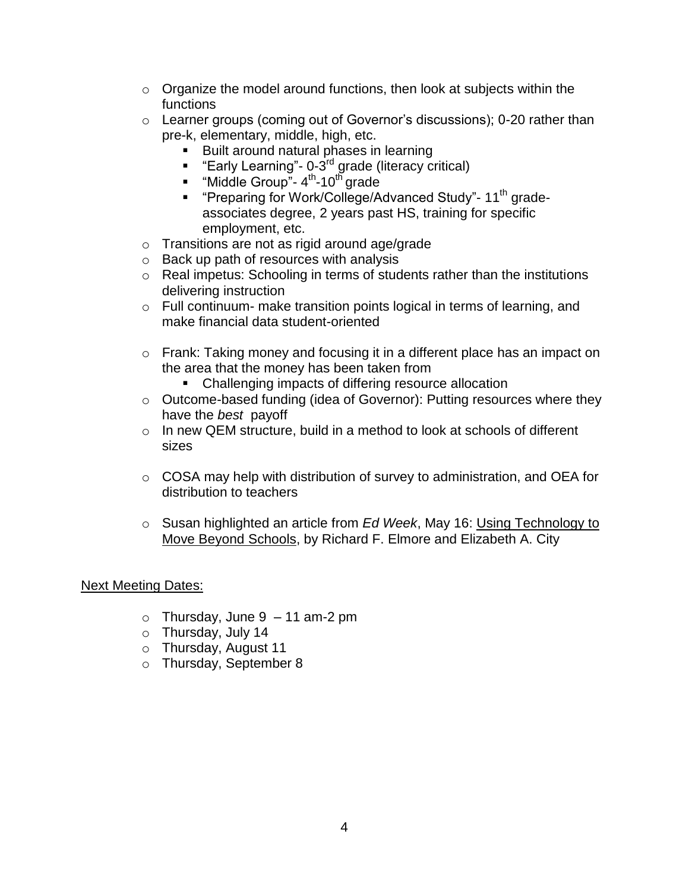- Organize the model around functions, then look at subjects within the functions
- Learner groups (coming out of Governor's discussions); 0-20 rather than pre-k, elementary, middle, high, etc.
    - Built around natural phases in learning
    - "Early Learning"- 0-3rd grade (literacy critical)
    - "Middle Group"- 4th-10th grade
    - "Preparing for Work/College/Advanced Study"- 11th grade- associates degree, 2 years past HS, training for specific employment, etc.
- Transitions are not as rigid around age/grade
- Back up path of resources with analysis
- Real impetus: Schooling in terms of students rather than the institutions delivering instruction
- Full continuum- make transition points logical in terms of learning, and make financial data student-oriented

- Frank: Taking money and focusing it in a different place has an impact on the area that the money has been taken from
    - Challenging impacts of differing resource allocation
- Outcome-based funding (idea of Governor): Putting resources where they have the *best* payoff
- In new QEM structure, build in a method to look at schools of different sizes

- COSA may help with distribution of survey to administration, and OEA for distribution to teachers

- Susan highlighted an article from *Ed Week*, May 16: Using Technology to Move Beyond Schools, by Richard F. Elmore and Elizabeth A. City

Next Meeting Dates:

- Thursday, June 9 – 11 am-2 pm
- Thursday, July 14
- Thursday, August 11
- Thursday, September 8